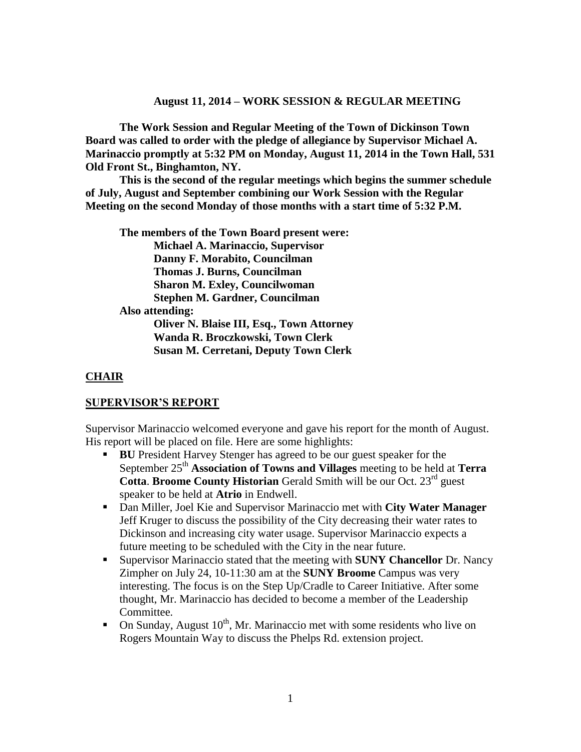**August 11, 2014 – WORK SESSION & REGULAR MEETING**

**The Work Session and Regular Meeting of the Town of Dickinson Town Board was called to order with the pledge of allegiance by Supervisor Michael A. Marinaccio promptly at 5:32 PM on Monday, August 11, 2014 in the Town Hall, 531 Old Front St., Binghamton, NY.**

**This is the second of the regular meetings which begins the summer schedule of July, August and September combining our Work Session with the Regular Meeting on the second Monday of those months with a start time of 5:32 P.M.**

**The members of the Town Board present were:**
**Michael A. Marinaccio, Supervisor**
**Danny F. Morabito, Councilman**
**Thomas J. Burns, Councilman**
**Sharon M. Exley, Councilwoman**
**Stephen M. Gardner, Councilman**

**Also attending:**
**Oliver N. Blaise III, Esq., Town Attorney**
**Wanda R. Broczkowski, Town Clerk**
**Susan M. Cerretani, Deputy Town Clerk**

## CHAIR

## SUPERVISOR'S REPORT

Supervisor Marinaccio welcomed everyone and gave his report for the month of August. His report will be placed on file. Here are some highlights:

- **BU** President Harvey Stenger has agreed to be our guest speaker for the September 25th **Association of Towns and Villages** meeting to be held at **Terra Cotta**. **Broome County Historian** Gerald Smith will be our Oct. 23rd guest speaker to be held at **Atrio** in Endwell.
- Dan Miller, Joel Kie and Supervisor Marinaccio met with **City Water Manager** Jeff Kruger to discuss the possibility of the City decreasing their water rates to Dickinson and increasing city water usage. Supervisor Marinaccio expects a future meeting to be scheduled with the City in the near future.
- Supervisor Marinaccio stated that the meeting with **SUNY Chancellor** Dr. Nancy Zimpher on July 24, 10-11:30 am at the **SUNY Broome** Campus was very interesting. The focus is on the Step Up/Cradle to Career Initiative. After some thought, Mr. Marinaccio has decided to become a member of the Leadership Committee.
- On Sunday, August 10th, Mr. Marinaccio met with some residents who live on Rogers Mountain Way to discuss the Phelps Rd. extension project.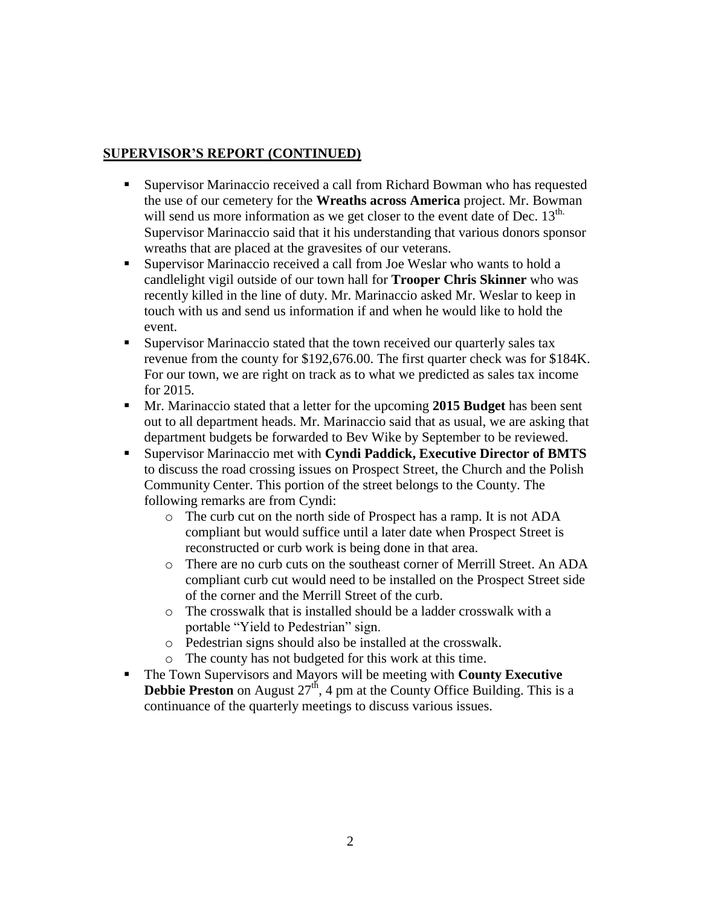## SUPERVISOR'S REPORT (CONTINUED)

- Supervisor Marinaccio received a call from Richard Bowman who has requested the use of our cemetery for the **Wreaths across America** project. Mr. Bowman will send us more information as we get closer to the event date of Dec. 13th. Supervisor Marinaccio said that it his understanding that various donors sponsor wreaths that are placed at the gravesites of our veterans.
- Supervisor Marinaccio received a call from Joe Weslar who wants to hold a candlelight vigil outside of our town hall for **Trooper Chris Skinner** who was recently killed in the line of duty. Mr. Marinaccio asked Mr. Weslar to keep in touch with us and send us information if and when he would like to hold the event.
- Supervisor Marinaccio stated that the town received our quarterly sales tax revenue from the county for $192,676.00. The first quarter check was for $184K. For our town, we are right on track as to what we predicted as sales tax income for 2015.
- Mr. Marinaccio stated that a letter for the upcoming **2015 Budget** has been sent out to all department heads. Mr. Marinaccio said that as usual, we are asking that department budgets be forwarded to Bev Wike by September to be reviewed.
- Supervisor Marinaccio met with **Cyndi Paddick, Executive Director of BMTS** to discuss the road crossing issues on Prospect Street, the Church and the Polish Community Center. This portion of the street belongs to the County. The following remarks are from Cyndi:
  - The curb cut on the north side of Prospect has a ramp. It is not ADA compliant but would suffice until a later date when Prospect Street is reconstructed or curb work is being done in that area.
  - There are no curb cuts on the southeast corner of Merrill Street. An ADA compliant curb cut would need to be installed on the Prospect Street side of the corner and the Merrill Street of the curb.
  - The crosswalk that is installed should be a ladder crosswalk with a portable "Yield to Pedestrian" sign.
  - Pedestrian signs should also be installed at the crosswalk.
  - The county has not budgeted for this work at this time.
- The Town Supervisors and Mayors will be meeting with **County Executive Debbie Preston** on August 27th, 4 pm at the County Office Building. This is a continuance of the quarterly meetings to discuss various issues.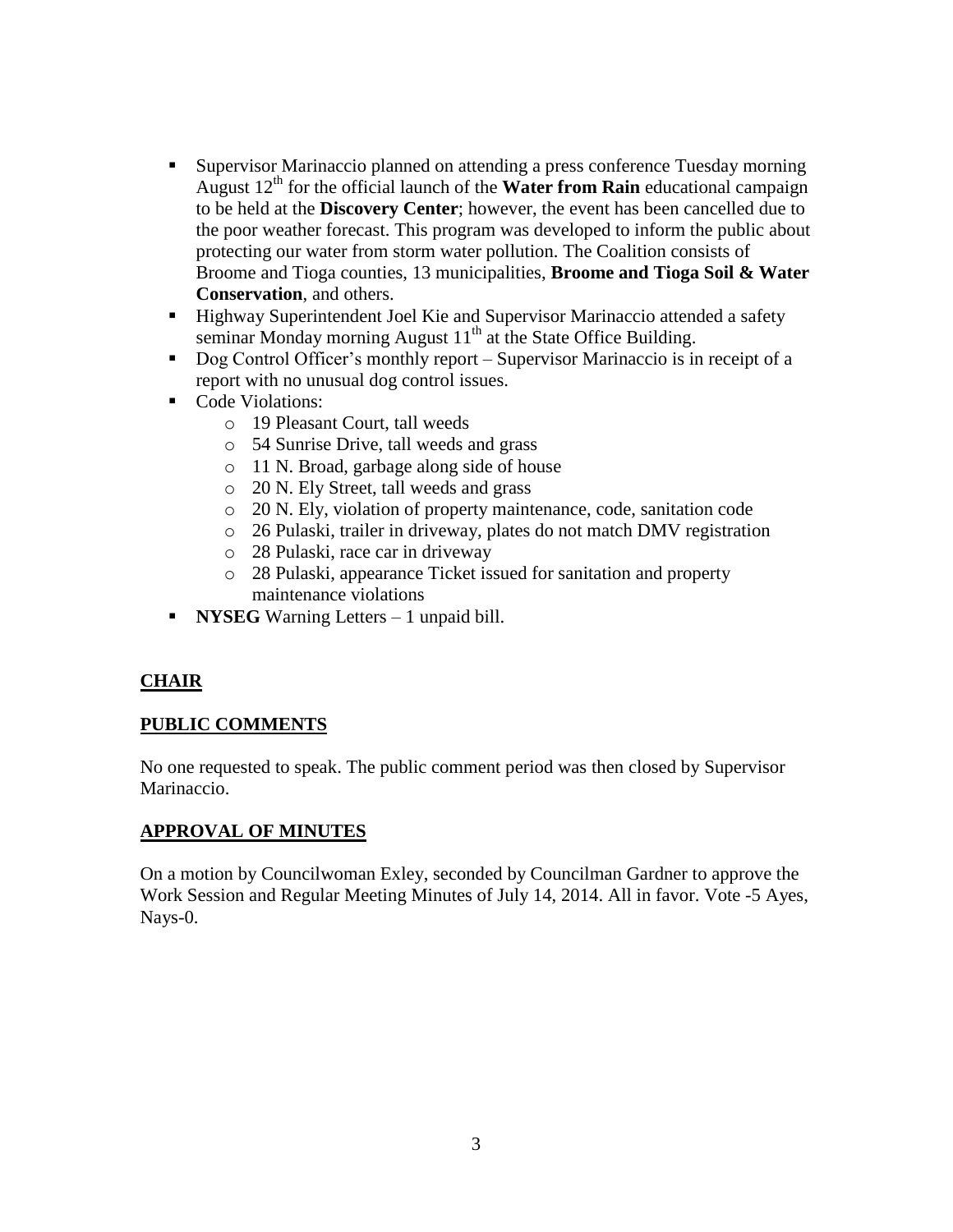- Supervisor Marinaccio planned on attending a press conference Tuesday morning August 12th for the official launch of the **Water from Rain** educational campaign to be held at the **Discovery Center**; however, the event has been cancelled due to the poor weather forecast. This program was developed to inform the public about protecting our water from storm water pollution. The Coalition consists of Broome and Tioga counties, 13 municipalities, **Broome and Tioga Soil & Water Conservation**, and others.
- Highway Superintendent Joel Kie and Supervisor Marinaccio attended a safety seminar Monday morning August 11th at the State Office Building.
- Dog Control Officer's monthly report – Supervisor Marinaccio is in receipt of a report with no unusual dog control issues.
- Code Violations:
  - 19 Pleasant Court, tall weeds
  - 54 Sunrise Drive, tall weeds and grass
  - 11 N. Broad, garbage along side of house
  - 20 N. Ely Street, tall weeds and grass
  - 20 N. Ely, violation of property maintenance, code, sanitation code
  - 26 Pulaski, trailer in driveway, plates do not match DMV registration
  - 28 Pulaski, race car in driveway
  - 28 Pulaski, appearance Ticket issued for sanitation and property maintenance violations
- **NYSEG** Warning Letters – 1 unpaid bill.

## CHAIR

## PUBLIC COMMENTS

No one requested to speak. The public comment period was then closed by Supervisor Marinaccio.

## APPROVAL OF MINUTES

On a motion by Councilwoman Exley, seconded by Councilman Gardner to approve the Work Session and Regular Meeting Minutes of July 14, 2014. All in favor. Vote -5 Ayes, Nays-0.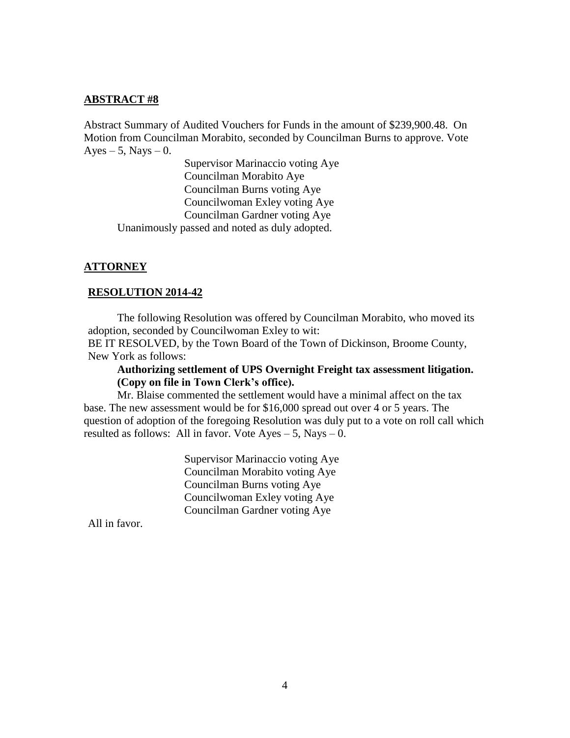## ABSTRACT #8

Abstract Summary of Audited Vouchers for Funds in the amount of $239,900.48. On Motion from Councilman Morabito, seconded by Councilman Burns to approve. Vote Ayes – 5, Nays – 0.

Supervisor Marinaccio voting Aye
Councilman Morabito Aye
Councilman Burns voting Aye
Councilwoman Exley voting Aye
Councilman Gardner voting Aye

Unanimously passed and noted as duly adopted.

## ATTORNEY

### RESOLUTION 2014-42

The following Resolution was offered by Councilman Morabito, who moved its adoption, seconded by Councilwoman Exley to wit:
BE IT RESOLVED, by the Town Board of the Town of Dickinson, Broome County, New York as follows:

**Authorizing settlement of UPS Overnight Freight tax assessment litigation. (Copy on file in Town Clerk's office).**

Mr. Blaise commented the settlement would have a minimal affect on the tax base. The new assessment would be for $16,000 spread out over 4 or 5 years. The question of adoption of the foregoing Resolution was duly put to a vote on roll call which resulted as follows: All in favor. Vote Ayes – 5, Nays – 0.

Supervisor Marinaccio voting Aye
Councilman Morabito voting Aye
Councilman Burns voting Aye
Councilwoman Exley voting Aye
Councilman Gardner voting Aye

All in favor.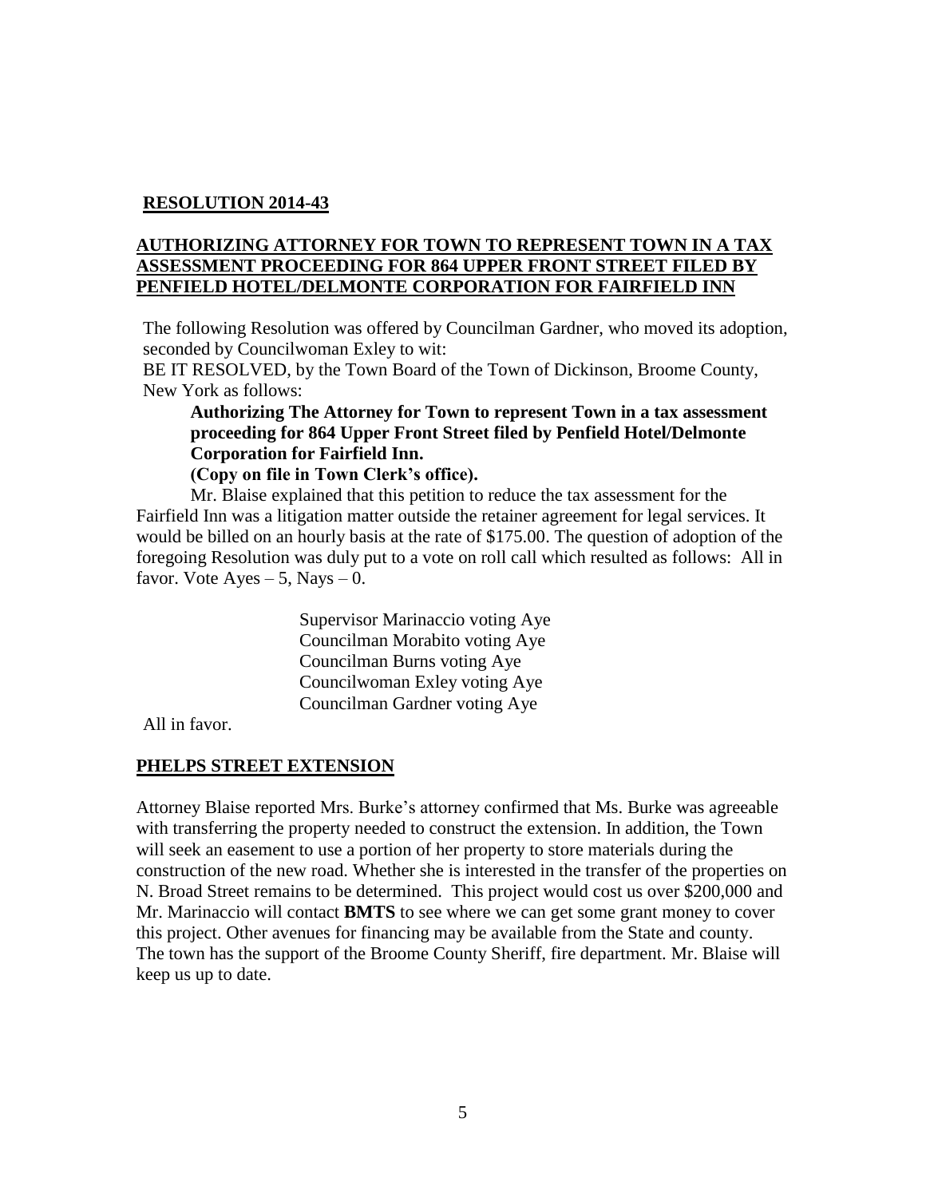**RESOLUTION 2014-43**

**AUTHORIZING ATTORNEY FOR TOWN TO REPRESENT TOWN IN A TAX ASSESSMENT PROCEEDING FOR 864 UPPER FRONT STREET FILED BY PENFIELD HOTEL/DELMONTE CORPORATION FOR FAIRFIELD INN**

The following Resolution was offered by Councilman Gardner, who moved its adoption, seconded by Councilwoman Exley to wit:

BE IT RESOLVED, by the Town Board of the Town of Dickinson, Broome County, New York as follows:

**Authorizing The Attorney for Town to represent Town in a tax assessment proceeding for 864 Upper Front Street filed by Penfield Hotel/Delmonte Corporation for Fairfield Inn.**

**(Copy on file in Town Clerk's office).**

Mr. Blaise explained that this petition to reduce the tax assessment for the Fairfield Inn was a litigation matter outside the retainer agreement for legal services. It would be billed on an hourly basis at the rate of $175.00. The question of adoption of the foregoing Resolution was duly put to a vote on roll call which resulted as follows: All in favor. Vote Ayes – 5, Nays – 0.

Supervisor Marinaccio voting Aye
Councilman Morabito voting Aye
Councilman Burns voting Aye
Councilwoman Exley voting Aye
Councilman Gardner voting Aye

All in favor.

**PHELPS STREET EXTENSION**

Attorney Blaise reported Mrs. Burke's attorney confirmed that Ms. Burke was agreeable with transferring the property needed to construct the extension. In addition, the Town will seek an easement to use a portion of her property to store materials during the construction of the new road. Whether she is interested in the transfer of the properties on N. Broad Street remains to be determined. This project would cost us over $200,000 and Mr. Marinaccio will contact **BMTS** to see where we can get some grant money to cover this project. Other avenues for financing may be available from the State and county. The town has the support of the Broome County Sheriff, fire department. Mr. Blaise will keep us up to date.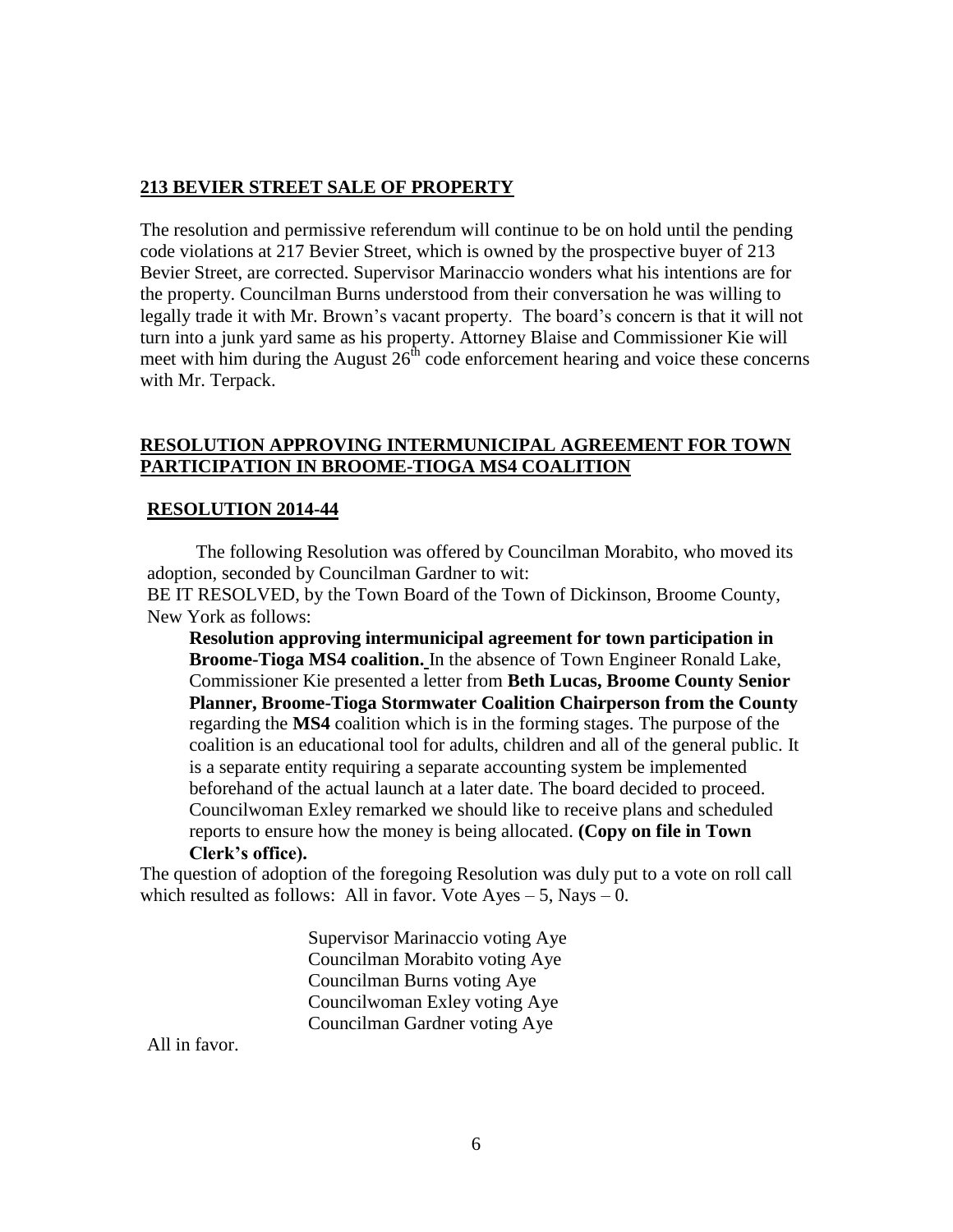**213 BEVIER STREET SALE OF PROPERTY**

The resolution and permissive referendum will continue to be on hold until the pending code violations at 217 Bevier Street, which is owned by the prospective buyer of 213 Bevier Street, are corrected. Supervisor Marinaccio wonders what his intentions are for the property. Councilman Burns understood from their conversation he was willing to legally trade it with Mr. Brown's vacant property. The board's concern is that it will not turn into a junk yard same as his property. Attorney Blaise and Commissioner Kie will meet with him during the August 26th code enforcement hearing and voice these concerns with Mr. Terpack.

**RESOLUTION APPROVING INTERMUNICIPAL AGREEMENT FOR TOWN PARTICIPATION IN BROOME-TIOGA MS4 COALITION**

**RESOLUTION 2014-44**

The following Resolution was offered by Councilman Morabito, who moved its adoption, seconded by Councilman Gardner to wit:

BE IT RESOLVED, by the Town Board of the Town of Dickinson, Broome County, New York as follows:

**Resolution approving intermunicipal agreement for town participation in Broome-Tioga MS4 coalition.** In the absence of Town Engineer Ronald Lake, Commissioner Kie presented a letter from **Beth Lucas, Broome County Senior Planner, Broome-Tioga Stormwater Coalition Chairperson from the County** regarding the **MS4** coalition which is in the forming stages. The purpose of the coalition is an educational tool for adults, children and all of the general public. It is a separate entity requiring a separate accounting system be implemented beforehand of the actual launch at a later date. The board decided to proceed. Councilwoman Exley remarked we should like to receive plans and scheduled reports to ensure how the money is being allocated. **(Copy on file in Town Clerk's office).**

The question of adoption of the foregoing Resolution was duly put to a vote on roll call which resulted as follows: All in favor. Vote Ayes – 5, Nays – 0.

Supervisor Marinaccio voting Aye
Councilman Morabito voting Aye
Councilman Burns voting Aye
Councilwoman Exley voting Aye
Councilman Gardner voting Aye

All in favor.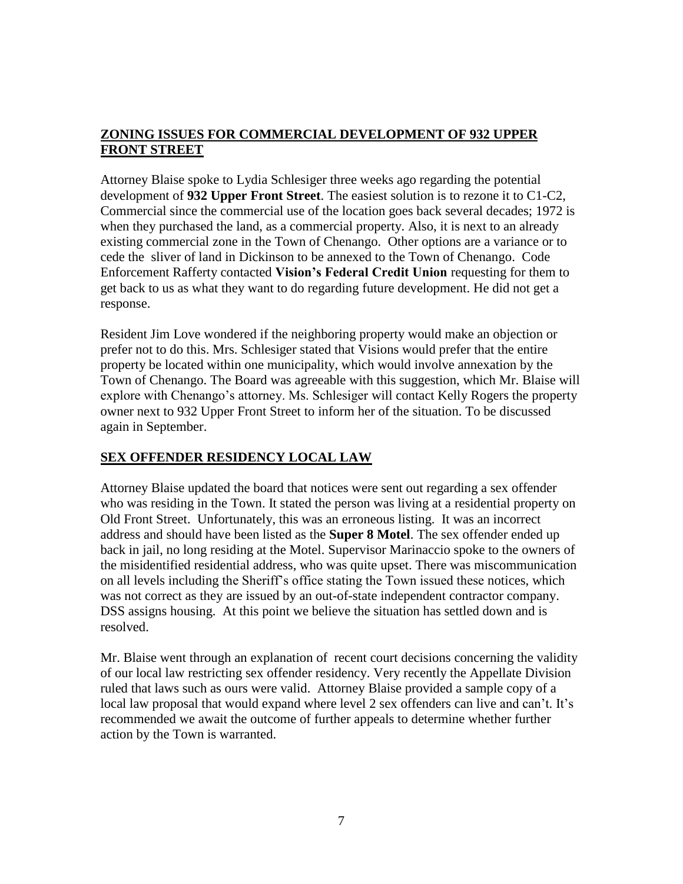## **ZONING ISSUES FOR COMMERCIAL DEVELOPMENT OF 932 UPPER FRONT STREET**

Attorney Blaise spoke to Lydia Schlesiger three weeks ago regarding the potential development of **932 Upper Front Street**. The easiest solution is to rezone it to C1-C2, Commercial since the commercial use of the location goes back several decades; 1972 is when they purchased the land, as a commercial property. Also, it is next to an already existing commercial zone in the Town of Chenango. Other options are a variance or to cede the sliver of land in Dickinson to be annexed to the Town of Chenango. Code Enforcement Rafferty contacted **Vision's Federal Credit Union** requesting for them to get back to us as what they want to do regarding future development. He did not get a response.

Resident Jim Love wondered if the neighboring property would make an objection or prefer not to do this. Mrs. Schlesiger stated that Visions would prefer that the entire property be located within one municipality, which would involve annexation by the Town of Chenango. The Board was agreeable with this suggestion, which Mr. Blaise will explore with Chenango's attorney. Ms. Schlesiger will contact Kelly Rogers the property owner next to 932 Upper Front Street to inform her of the situation. To be discussed again in September.

## **SEX OFFENDER RESIDENCY LOCAL LAW**

Attorney Blaise updated the board that notices were sent out regarding a sex offender who was residing in the Town. It stated the person was living at a residential property on Old Front Street. Unfortunately, this was an erroneous listing. It was an incorrect address and should have been listed as the **Super 8 Motel**. The sex offender ended up back in jail, no long residing at the Motel. Supervisor Marinaccio spoke to the owners of the misidentified residential address, who was quite upset. There was miscommunication on all levels including the Sheriff's office stating the Town issued these notices, which was not correct as they are issued by an out-of-state independent contractor company. DSS assigns housing. At this point we believe the situation has settled down and is resolved.

Mr. Blaise went through an explanation of recent court decisions concerning the validity of our local law restricting sex offender residency. Very recently the Appellate Division ruled that laws such as ours were valid. Attorney Blaise provided a sample copy of a local law proposal that would expand where level 2 sex offenders can live and can't. It's recommended we await the outcome of further appeals to determine whether further action by the Town is warranted.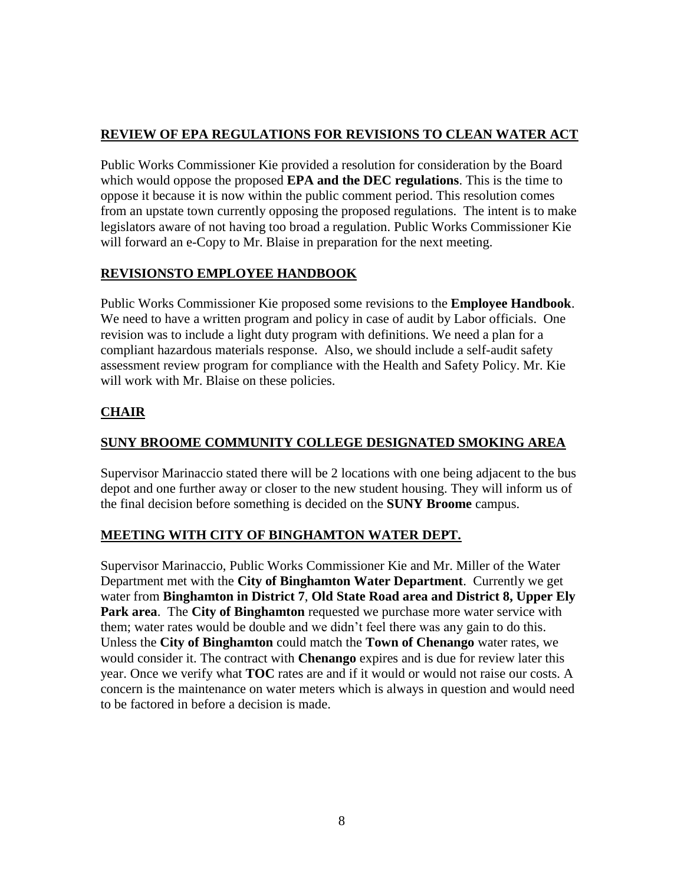## REVIEW OF EPA REGULATIONS FOR REVISIONS TO CLEAN WATER ACT

Public Works Commissioner Kie provided a resolution for consideration by the Board which would oppose the proposed **EPA and the DEC regulations**. This is the time to oppose it because it is now within the public comment period. This resolution comes from an upstate town currently opposing the proposed regulations. The intent is to make legislators aware of not having too broad a regulation. Public Works Commissioner Kie will forward an e-Copy to Mr. Blaise in preparation for the next meeting.

## REVISIONSTO EMPLOYEE HANDBOOK

Public Works Commissioner Kie proposed some revisions to the **Employee Handbook**. We need to have a written program and policy in case of audit by Labor officials. One revision was to include a light duty program with definitions. We need a plan for a compliant hazardous materials response. Also, we should include a self-audit safety assessment review program for compliance with the Health and Safety Policy. Mr. Kie will work with Mr. Blaise on these policies.

## CHAIR

## SUNY BROOME COMMUNITY COLLEGE DESIGNATED SMOKING AREA

Supervisor Marinaccio stated there will be 2 locations with one being adjacent to the bus depot and one further away or closer to the new student housing. They will inform us of the final decision before something is decided on the **SUNY Broome** campus.

## MEETING WITH CITY OF BINGHAMTON WATER DEPT.

Supervisor Marinaccio, Public Works Commissioner Kie and Mr. Miller of the Water Department met with the **City of Binghamton Water Department**. Currently we get water from **Binghamton in District 7**, **Old State Road area and District 8, Upper Ely Park area**. The **City of Binghamton** requested we purchase more water service with them; water rates would be double and we didn't feel there was any gain to do this. Unless the **City of Binghamton** could match the **Town of Chenango** water rates, we would consider it. The contract with **Chenango** expires and is due for review later this year. Once we verify what **TOC** rates are and if it would or would not raise our costs. A concern is the maintenance on water meters which is always in question and would need to be factored in before a decision is made.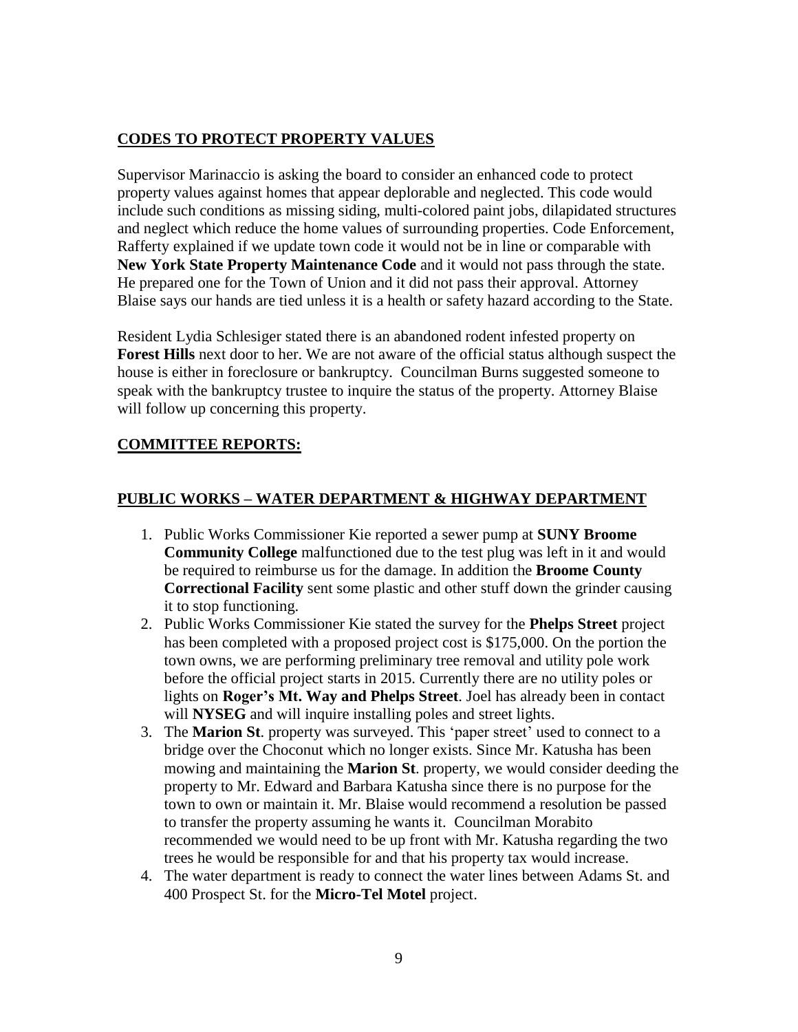## **CODES TO PROTECT PROPERTY VALUES**

Supervisor Marinaccio is asking the board to consider an enhanced code to protect property values against homes that appear deplorable and neglected. This code would include such conditions as missing siding, multi-colored paint jobs, dilapidated structures and neglect which reduce the home values of surrounding properties. Code Enforcement, Rafferty explained if we update town code it would not be in line or comparable with **New York State Property Maintenance Code** and it would not pass through the state. He prepared one for the Town of Union and it did not pass their approval. Attorney Blaise says our hands are tied unless it is a health or safety hazard according to the State.

Resident Lydia Schlesiger stated there is an abandoned rodent infested property on **Forest Hills** next door to her. We are not aware of the official status although suspect the house is either in foreclosure or bankruptcy. Councilman Burns suggested someone to speak with the bankruptcy trustee to inquire the status of the property. Attorney Blaise will follow up concerning this property.

## **COMMITTEE REPORTS:**

## **PUBLIC WORKS – WATER DEPARTMENT & HIGHWAY DEPARTMENT**

1. Public Works Commissioner Kie reported a sewer pump at **SUNY Broome Community College** malfunctioned due to the test plug was left in it and would be required to reimburse us for the damage. In addition the **Broome County Correctional Facility** sent some plastic and other stuff down the grinder causing it to stop functioning.
2. Public Works Commissioner Kie stated the survey for the **Phelps Street** project has been completed with a proposed project cost is $175,000. On the portion the town owns, we are performing preliminary tree removal and utility pole work before the official project starts in 2015. Currently there are no utility poles or lights on **Roger's Mt. Way and Phelps Street**. Joel has already been in contact will **NYSEG** and will inquire installing poles and street lights.
3. The **Marion St**. property was surveyed. This 'paper street' used to connect to a bridge over the Choconut which no longer exists. Since Mr. Katusha has been mowing and maintaining the **Marion St**. property, we would consider deeding the property to Mr. Edward and Barbara Katusha since there is no purpose for the town to own or maintain it. Mr. Blaise would recommend a resolution be passed to transfer the property assuming he wants it. Councilman Morabito recommended we would need to be up front with Mr. Katusha regarding the two trees he would be responsible for and that his property tax would increase.
4. The water department is ready to connect the water lines between Adams St. and 400 Prospect St. for the **Micro-Tel Motel** project.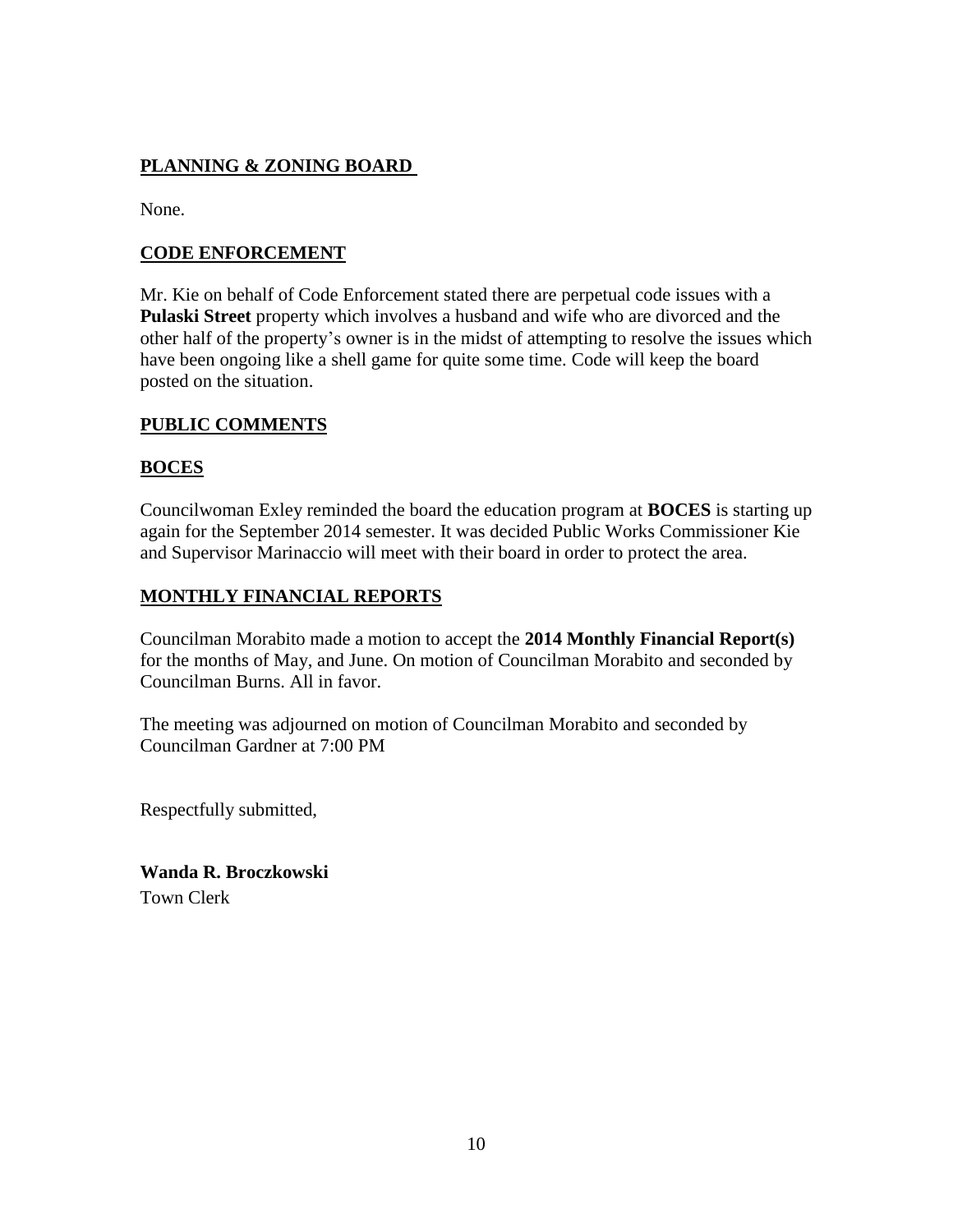## PLANNING & ZONING BOARD

None.

## CODE ENFORCEMENT

Mr. Kie on behalf of Code Enforcement stated there are perpetual code issues with a **Pulaski Street** property which involves a husband and wife who are divorced and the other half of the property's owner is in the midst of attempting to resolve the issues which have been ongoing like a shell game for quite some time. Code will keep the board posted on the situation.

## PUBLIC COMMENTS

## BOCES

Councilwoman Exley reminded the board the education program at **BOCES** is starting up again for the September 2014 semester. It was decided Public Works Commissioner Kie and Supervisor Marinaccio will meet with their board in order to protect the area.

## MONTHLY FINANCIAL REPORTS

Councilman Morabito made a motion to accept the **2014 Monthly Financial Report(s)** for the months of May, and June. On motion of Councilman Morabito and seconded by Councilman Burns. All in favor.

The meeting was adjourned on motion of Councilman Morabito and seconded by Councilman Gardner at 7:00 PM

Respectfully submitted,

**Wanda R. Broczkowski**
Town Clerk